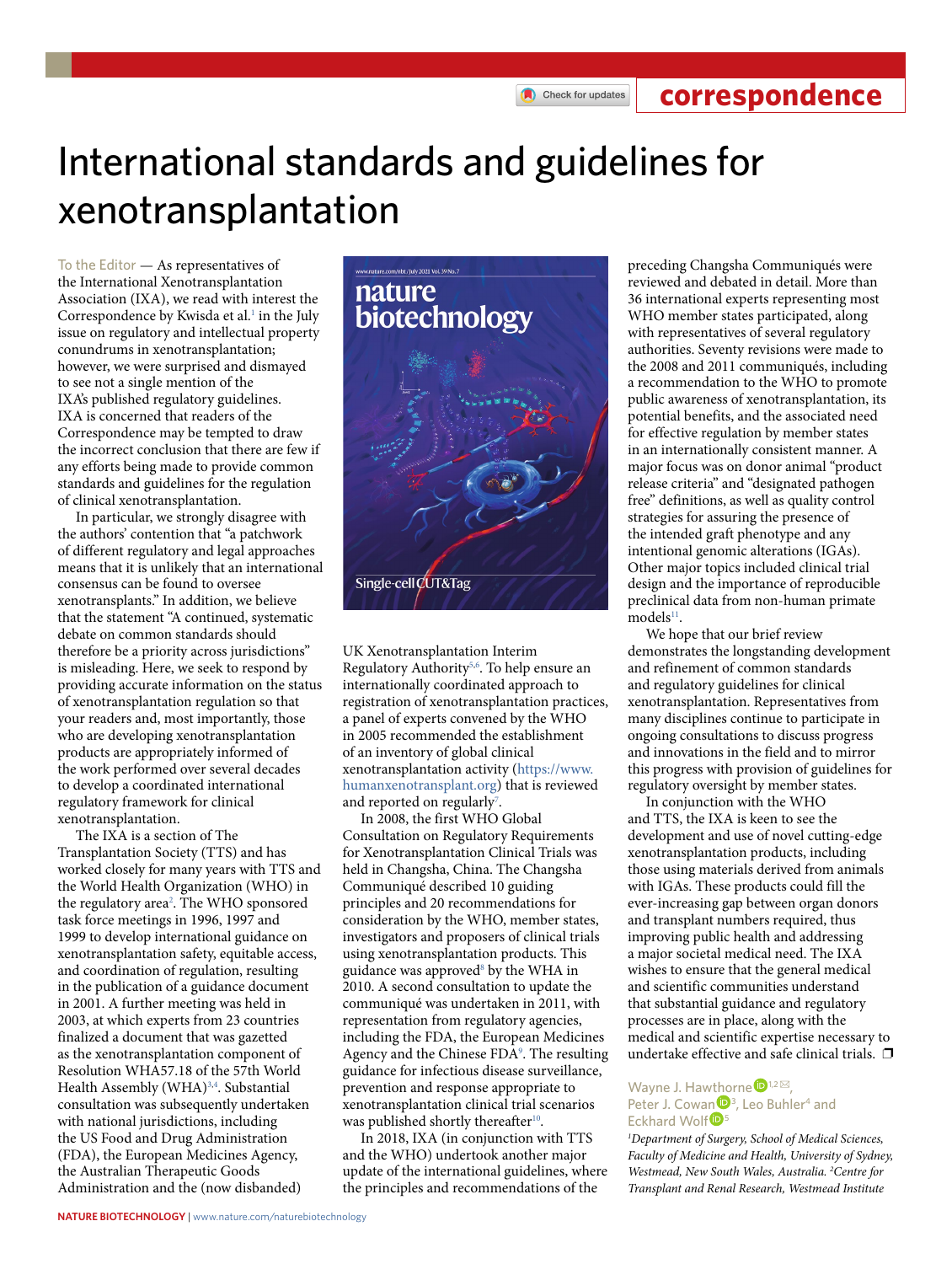# International standards and guidelines for xenotransplantation

To the Editor — As representatives of the International Xenotransplantation Association (IXA), we read with interest the Correspondence by Kwisda et al.[1] in the July issue on regulatory and intellectual property conundrums in xenotransplantation; however, we were surprised and dismayed to see not a single mention of the IXA's published regulatory guidelines. IXA is concerned that readers of the Correspondence may be tempted to draw the incorrect conclusion that there are few if any efforts being made to provide common standards and guidelines for the regulation of clinical xenotransplantation.

In particular, we strongly disagree with the authors' contention that "a patchwork of different regulatory and legal approaches means that it is unlikely that an international consensus can be found to oversee xenotransplants." In addition, we believe that the statement "A continued, systematic debate on common standards should therefore be a priority across jurisdictions" is misleading. Here, we seek to respond by providing accurate information on the status of xenotransplantation regulation so that your readers and, most importantly, those who are developing xenotransplantation products are appropriately informed of the work performed over several decades to develop a coordinated international regulatory framework for clinical xenotransplantation.

The IXA is a section of The Transplantation Society (TTS) and has worked closely for many years with TTS and the World Health Organization (WHO) in the regulatory area[2]. The WHO sponsored task force meetings in 1996, 1997 and 1999 to develop international guidance on xenotransplantation safety, equitable access, and coordination of regulation, resulting in the publication of a guidance document in 2001. A further meeting was held in 2003, at which experts from 23 countries finalized a document that was gazetted as the xenotransplantation component of Resolution WHA57.18 of the 57th World Health Assembly (WHA)[3,4]. Substantial consultation was subsequently undertaken with national jurisdictions, including the US Food and Drug Administration (FDA), the European Medicines Agency, the Australian Therapeutic Goods Administration and the (now disbanded) UK Xenotransplantation Interim Regulatory Authority[5,6]. To help ensure an internationally coordinated approach to registration of xenotransplantation practices, a panel of experts convened by the WHO in 2005 recommended the establishment of an inventory of global clinical xenotransplantation activity (https://www.humanxenotransplant.org) that is reviewed and reported on regularly[7].

In 2008, the first WHO Global Consultation on Regulatory Requirements for Xenotransplantation Clinical Trials was held in Changsha, China. The Changsha Communiqué described 10 guiding principles and 20 recommendations for consideration by the WHO, member states, investigators and proposers of clinical trials using xenotransplantation products. This guidance was approved[8] by the WHA in 2010. A second consultation to update the communiqué was undertaken in 2011, with representation from regulatory agencies, including the FDA, the European Medicines Agency and the Chinese FDA[9]. The resulting guidance for infectious disease surveillance, prevention and response appropriate to xenotransplantation clinical trial scenarios was published shortly thereafter[10].

In 2018, IXA (in conjunction with TTS and the WHO) undertook another major update of the international guidelines, where the principles and recommendations of the preceding Changsha Communiqués were reviewed and debated in detail. More than 36 international experts representing most WHO member states participated, along with representatives of several regulatory authorities. Seventy revisions were made to the 2008 and 2011 communiqués, including a recommendation to the WHO to promote public awareness of xenotransplantation, its potential benefits, and the associated need for effective regulation by member states in an internationally consistent manner. A major focus was on donor animal "product release criteria" and "designated pathogen free" definitions, as well as quality control strategies for assuring the presence of the intended graft phenotype and any intentional genomic alterations (IGAs). Other major topics included clinical trial design and the importance of reproducible preclinical data from non-human primate models[11].

We hope that our brief review demonstrates the longstanding development and refinement of common standards and regulatory guidelines for clinical xenotransplantation. Representatives from many disciplines continue to participate in ongoing consultations to discuss progress and innovations in the field and to mirror this progress with provision of guidelines for regulatory oversight by member states.

In conjunction with the WHO and TTS, the IXA is keen to see the development and use of novel cutting-edge xenotransplantation products, including those using materials derived from animals with IGAs. These products could fill the ever-increasing gap between organ donors and transplant numbers required, thus improving public health and addressing a major societal medical need. The IXA wishes to ensure that the general medical and scientific communities understand that substantial guidance and regulatory processes are in place, along with the medical and scientific expertise necessary to undertake effective and safe clinical trials. ❐

Wayne J. Hawthorne[1,2 ✉], Peter J. Cowan[3], Leo Buhler[4] and Eckhard Wolf[5]

*[1]Department of Surgery, School of Medical Sciences, Faculty of Medicine and Health, University of Sydney, Westmead, New South Wales, Australia. [2]Centre for Transplant and Renal Research, Westmead Institute*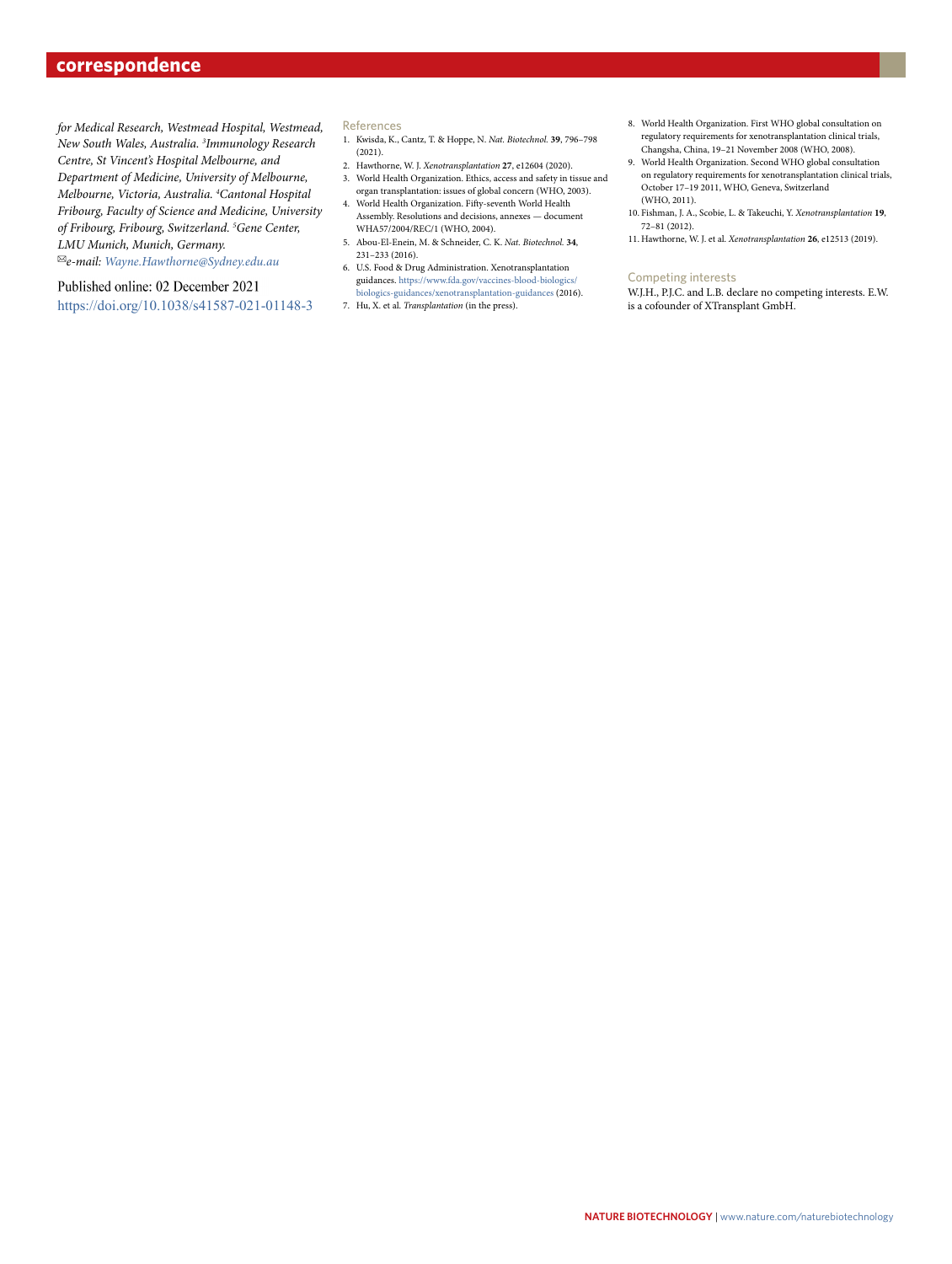*for Medical Research, Westmead Hospital, Westmead, New South Wales, Australia. [3]Immunology Research Centre, St Vincent's Hospital Melbourne, and Department of Medicine, University of Melbourne, Melbourne, Victoria, Australia. [4]Cantonal Hospital Fribourg, Faculty of Science and Medicine, University of Fribourg, Fribourg, Switzerland. [5]Gene Center, LMU Munich, Munich, Germany.*
✉*e-mail: Wayne.Hawthorne@Sydney.edu.au*

Published online: 02 December 2021
https://doi.org/10.1038/s41587-021-01148-3

### References

1. Kwisda, K., Cantz, T. & Hoppe, N. *Nat. Biotechnol.* **39**, 796–798 (2021).
2. Hawthorne, W. J. *Xenotransplantation* **27**, e12604 (2020).
3. World Health Organization. Ethics, access and safety in tissue and organ transplantation: issues of global concern (WHO, 2003).
4. World Health Organization. Fifty-seventh World Health Assembly. Resolutions and decisions, annexes — document WHA57/2004/REC/1 (WHO, 2004).
5. Abou-El-Enein, M. & Schneider, C. K. *Nat. Biotechnol.* **34**, 231–233 (2016).
6. U.S. Food & Drug Administration. Xenotransplantation guidances. https://www.fda.gov/vaccines-blood-biologics/biologics-guidances/xenotransplantation-guidances (2016).
7. Hu, X. et al. *Transplantation* (in the press).
8. World Health Organization. First WHO global consultation on regulatory requirements for xenotransplantation clinical trials, Changsha, China, 19–21 November 2008 (WHO, 2008).
9. World Health Organization. Second WHO global consultation on regulatory requirements for xenotransplantation clinical trials, October 17–19 2011, WHO, Geneva, Switzerland (WHO, 2011).
10. Fishman, J. A., Scobie, L. & Takeuchi, Y. *Xenotransplantation* **19**, 72–81 (2012).
11. Hawthorne, W. J. et al. *Xenotransplantation* **26**, e12513 (2019).

### Competing interests

W.J.H., P.J.C. and L.B. declare no competing interests. E.W. is a cofounder of XTransplant GmbH.